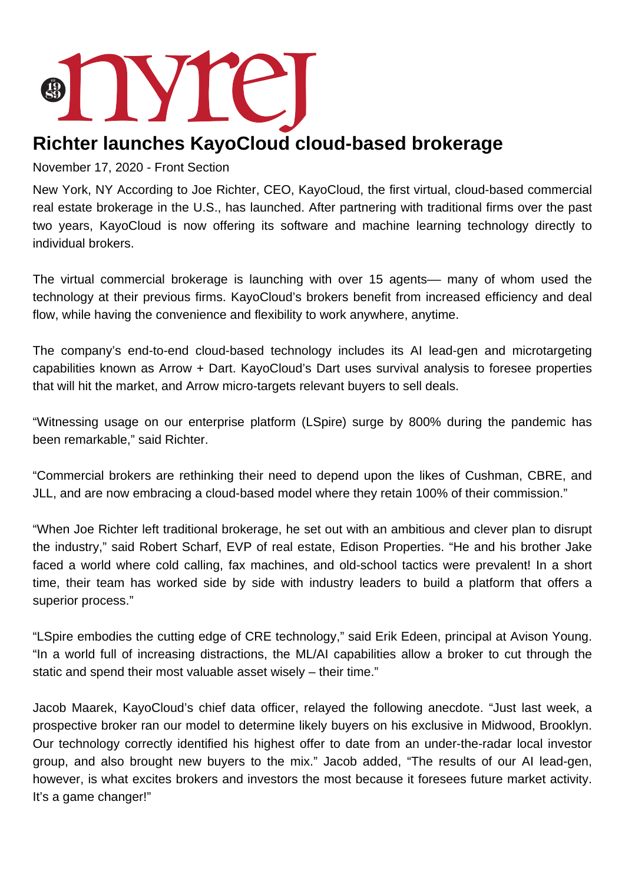# Richter launches KayoCloud cloud-based brokerage

November 17, 2020 - Front Section

New York, NY According to Joe Richter, CEO, KayoCloud, the first virtual, cloud-based commercial real estate brokerage in the U.S., has launched. After partnering with traditional firms over the past two years, KayoCloud is now offering its software and machine learning technology directly to individual brokers.

The virtual commercial brokerage is launching with over 15 agents— many of whom used the technology at their previous firms. KayoCloud's brokers benefit from increased efficiency and deal flow, while having the convenience and flexibility to work anywhere, anytime.

The company's end-to-end cloud-based technology includes its AI lead-gen and microtargeting capabilities known as Arrow + Dart. KayoCloud's Dart uses survival analysis to foresee properties that will hit the market, and Arrow micro-targets relevant buyers to sell deals.

"Witnessing usage on our enterprise platform (LSpire) surge by 800% during the pandemic has been remarkable," said Richter.

"Commercial brokers are rethinking their need to depend upon the likes of Cushman, CBRE, and JLL, and are now embracing a cloud-based model where they retain 100% of their commission."

"When Joe Richter left traditional brokerage, he set out with an ambitious and clever plan to disrupt the industry," said Robert Scharf, EVP of real estate, Edison Properties. "He and his brother Jake faced a world where cold calling, fax machines, and old-school tactics were prevalent! In a short time, their team has worked side by side with industry leaders to build a platform that offers a superior process."

"LSpire embodies the cutting edge of CRE technology," said Erik Edeen, principal at Avison Young. "In a world full of increasing distractions, the ML/AI capabilities allow a broker to cut through the static and spend their most valuable asset wisely – their time."

Jacob Maarek, KayoCloud's chief data officer, relayed the following anecdote. "Just last week, a prospective broker ran our model to determine likely buyers on his exclusive in Midwood, Brooklyn. Our technology correctly identified his highest offer to date from an under-the-radar local investor group, and also brought new buyers to the mix." Jacob added, "The results of our AI lead-gen, however, is what excites brokers and investors the most because it foresees future market activity. It's a game changer!"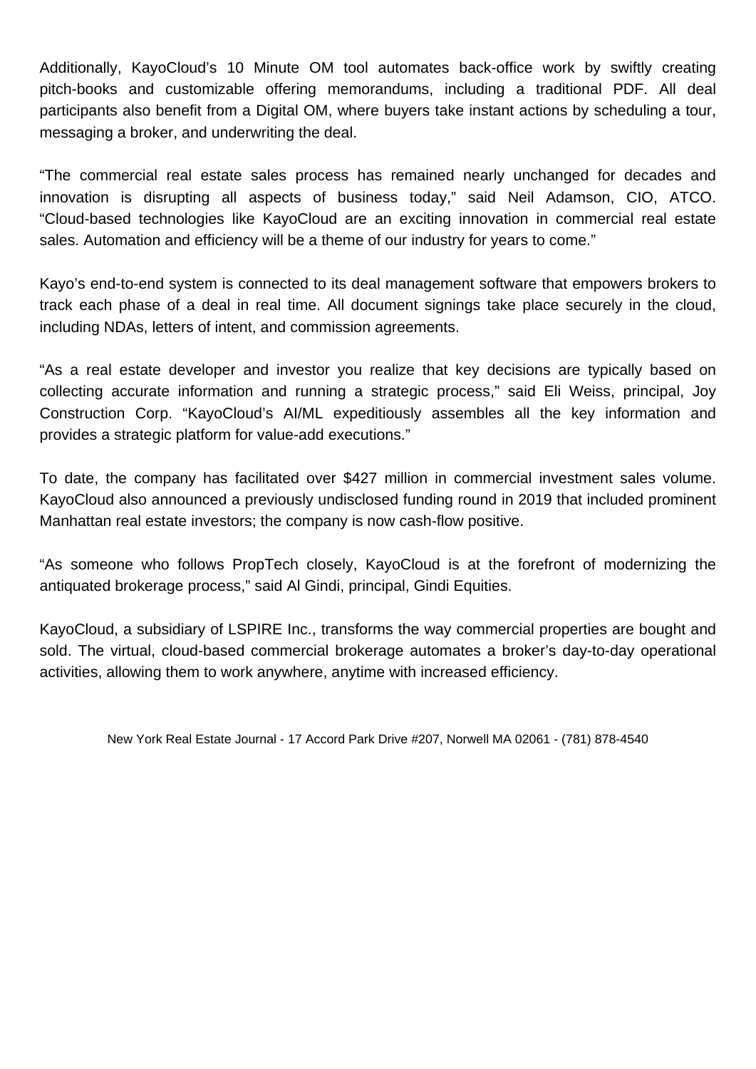Additionally, KayoCloud’s 10 Minute OM tool automates back-office work by swiftly creating pitch-books and customizable offering memorandums, including a traditional PDF. All deal participants also benefit from a Digital OM, where buyers take instant actions by scheduling a tour, messaging a broker, and underwriting the deal.

“The commercial real estate sales process has remained nearly unchanged for decades and innovation is disrupting all aspects of business today,” said Neil Adamson, CIO, ATCO. “Cloud-based technologies like KayoCloud are an exciting innovation in commercial real estate sales. Automation and efficiency will be a theme of our industry for years to come.”

Kayo’s end-to-end system is connected to its deal management software that empowers brokers to track each phase of a deal in real time. All document signings take place securely in the cloud, including NDAs, letters of intent, and commission agreements.

“As a real estate developer and investor you realize that key decisions are typically based on collecting accurate information and running a strategic process,” said Eli Weiss, principal, Joy Construction Corp. “KayoCloud’s AI/ML expeditiously assembles all the key information and provides a strategic platform for value-add executions.”

To date, the company has facilitated over $427 million in commercial investment sales volume. KayoCloud also announced a previously undisclosed funding round in 2019 that included prominent Manhattan real estate investors; the company is now cash-flow positive.

“As someone who follows PropTech closely, KayoCloud is at the forefront of modernizing the antiquated brokerage process,” said Al Gindi, principal, Gindi Equities.

KayoCloud, a subsidiary of LSPIRE Inc., transforms the way commercial properties are bought and sold. The virtual, cloud-based commercial brokerage automates a broker’s day-to-day operational activities, allowing them to work anywhere, anytime with increased efficiency.